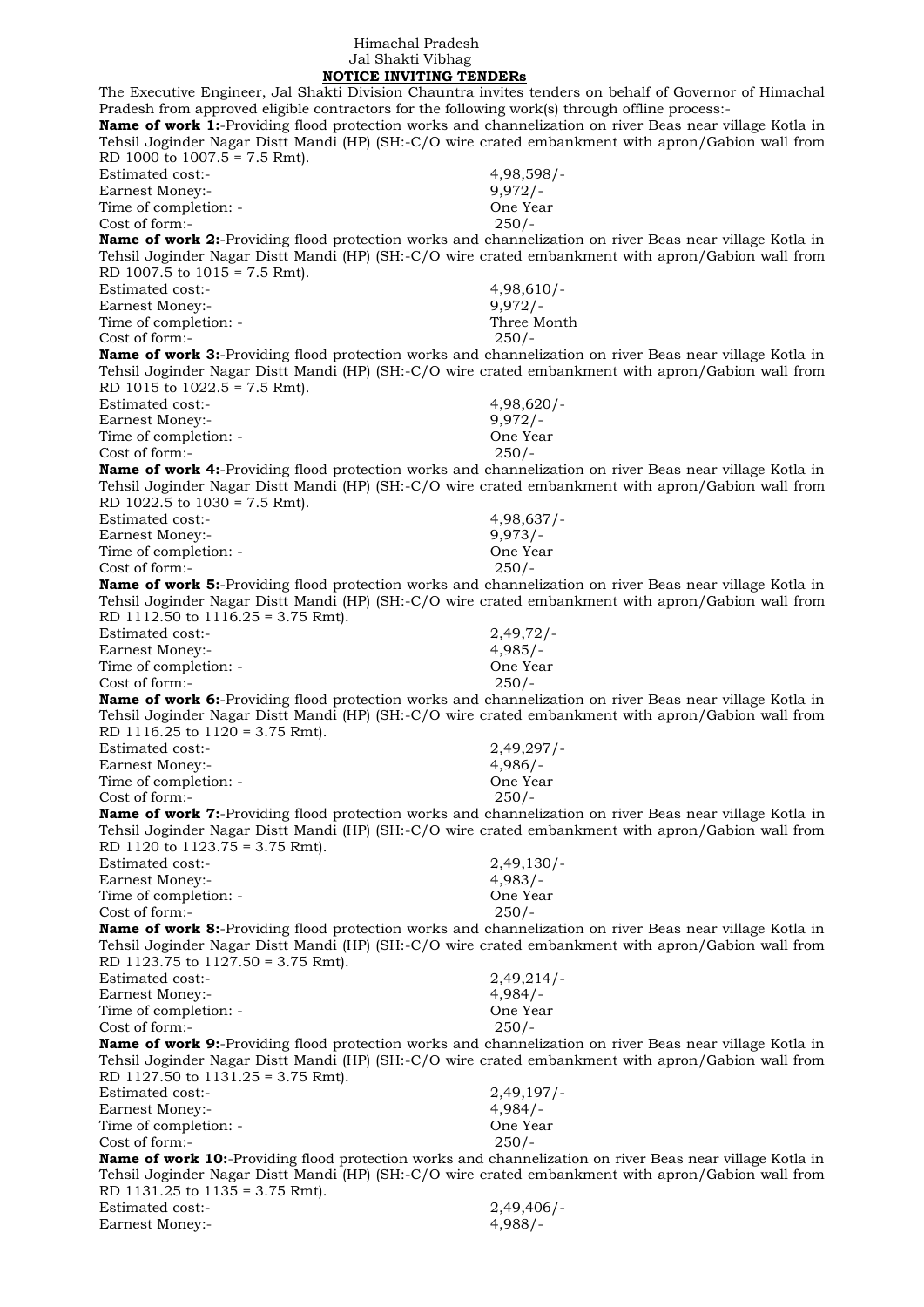Himachal Pradesh
Jal Shakti Vibhag

**NOTICE INVITING TENDERs**

The Executive Engineer, Jal Shakti Division Chauntra invites tenders on behalf of Governor of Himachal Pradesh from approved eligible contractors for the following work(s) through offline process:-

**Name of work 1:**-Providing flood protection works and channelization on river Beas near village Kotla in Tehsil Joginder Nagar Distt Mandi (HP) (SH:-C/O wire crated embankment with apron/Gabion wall from RD 1000 to 1007.5 = 7.5 Rmt).

Estimated cost:- 4,98,598/-
Earnest Money:- 9,972/-
Time of completion: - One Year
Cost of form:- 250/-

**Name of work 2:**-Providing flood protection works and channelization on river Beas near village Kotla in Tehsil Joginder Nagar Distt Mandi (HP) (SH:-C/O wire crated embankment with apron/Gabion wall from RD 1007.5 to 1015 = 7.5 Rmt).

Estimated cost:- 4,98,610/-
Earnest Money:- 9,972/-
Time of completion: - Three Month
Cost of form:- 250/-

**Name of work 3:**-Providing flood protection works and channelization on river Beas near village Kotla in Tehsil Joginder Nagar Distt Mandi (HP) (SH:-C/O wire crated embankment with apron/Gabion wall from RD 1015 to 1022.5 = 7.5 Rmt).

Estimated cost:- 4,98,620/-
Earnest Money:- 9,972/-
Time of completion: - One Year
Cost of form:- 250/-

**Name of work 4:**-Providing flood protection works and channelization on river Beas near village Kotla in Tehsil Joginder Nagar Distt Mandi (HP) (SH:-C/O wire crated embankment with apron/Gabion wall from RD 1022.5 to 1030 = 7.5 Rmt).

Estimated cost:- 4,98,637/-
Earnest Money:- 9,973/-
Time of completion: - One Year
Cost of form:- 250/-

**Name of work 5:**-Providing flood protection works and channelization on river Beas near village Kotla in Tehsil Joginder Nagar Distt Mandi (HP) (SH:-C/O wire crated embankment with apron/Gabion wall from RD 1112.50 to 1116.25 = 3.75 Rmt).

Estimated cost:- 2,49,72/-
Earnest Money:- 4,985/-
Time of completion: - One Year
Cost of form:- 250/-

**Name of work 6:**-Providing flood protection works and channelization on river Beas near village Kotla in Tehsil Joginder Nagar Distt Mandi (HP) (SH:-C/O wire crated embankment with apron/Gabion wall from RD 1116.25 to 1120 = 3.75 Rmt).

Estimated cost:- 2,49,297/-
Earnest Money:- 4,986/-
Time of completion: - One Year
Cost of form:- 250/-

**Name of work 7:**-Providing flood protection works and channelization on river Beas near village Kotla in Tehsil Joginder Nagar Distt Mandi (HP) (SH:-C/O wire crated embankment with apron/Gabion wall from RD 1120 to 1123.75 = 3.75 Rmt).

Estimated cost:- 2,49,130/-
Earnest Money:- 4,983/-
Time of completion: - One Year
Cost of form:- 250/-

**Name of work 8:**-Providing flood protection works and channelization on river Beas near village Kotla in Tehsil Joginder Nagar Distt Mandi (HP) (SH:-C/O wire crated embankment with apron/Gabion wall from RD 1123.75 to 1127.50 = 3.75 Rmt).

Estimated cost:- 2,49,214/-
Earnest Money:- 4,984/-
Time of completion: - One Year
Cost of form:- 250/-

**Name of work 9:**-Providing flood protection works and channelization on river Beas near village Kotla in Tehsil Joginder Nagar Distt Mandi (HP) (SH:-C/O wire crated embankment with apron/Gabion wall from RD 1127.50 to 1131.25 = 3.75 Rmt).

Estimated cost:- 2,49,197/-
Earnest Money:- 4,984/-
Time of completion: - One Year
Cost of form:- 250/-

**Name of work 10:**-Providing flood protection works and channelization on river Beas near village Kotla in Tehsil Joginder Nagar Distt Mandi (HP) (SH:-C/O wire crated embankment with apron/Gabion wall from RD 1131.25 to 1135 = 3.75 Rmt).

Estimated cost:- 2,49,406/-
Earnest Money:- 4,988/-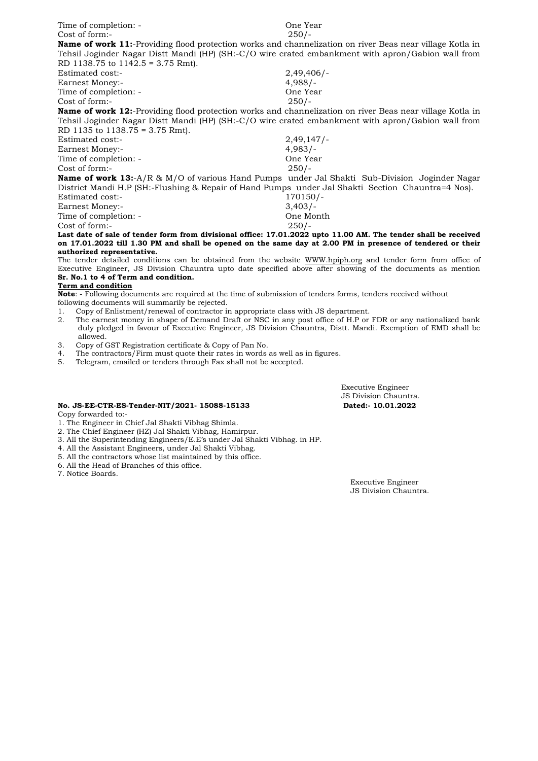Time of completion: - One Year

Cost of form:- 250/-

**Name of work 11:**-Providing flood protection works and channelization on river Beas near village Kotla in Tehsil Joginder Nagar Distt Mandi (HP) (SH:-C/O wire crated embankment with apron/Gabion wall from RD 1138.75 to 1142.5 = 3.75 Rmt).

| | |
|---|---|
| Estimated cost:- | 2,49,406/- |
| Earnest Money:- | 4,988/- |
| Time of completion: - | One Year |
| Cost of form:- | 250/- |

**Name of work 12:**-Providing flood protection works and channelization on river Beas near village Kotla in Tehsil Joginder Nagar Distt Mandi (HP) (SH:-C/O wire crated embankment with apron/Gabion wall from RD 1135 to 1138.75 = 3.75 Rmt).

| | |
|---|---|
| Estimated cost:- | 2,49,147/- |
| Earnest Money:- | 4,983/- |
| Time of completion: - | One Year |
| Cost of form:- | 250/- |

**Name of work 13:**-A/R & M/O of various Hand Pumps under Jal Shakti Sub-Division Joginder Nagar District Mandi H.P (SH:-Flushing & Repair of Hand Pumps under Jal Shakti Section Chauntra=4 Nos).

| | |
|---|---|
| Estimated cost:- | 170150/- |
| Earnest Money:- | 3,403/- |
| Time of completion: - | One Month |
| Cost of form:- | 250/- |

**Last date of sale of tender form from divisional office: 17.01.2022 upto 11.00 AM. The tender shall be received on 17.01.2022 till 1.30 PM and shall be opened on the same day at 2.00 PM in presence of tendered or their authorized representative.**

The tender detailed conditions can be obtained from the website WWW.hpiph.org and tender form from office of Executive Engineer, JS Division Chauntra upto date specified above after showing of the documents as mention **Sr. No.1 to 4 of Term and condition.**

**Term and condition**

**Note**: - Following documents are required at the time of submission of tenders forms, tenders received without following documents will summarily be rejected.

1. Copy of Enlistment/renewal of contractor in appropriate class with JS department.
2. The earnest money in shape of Demand Draft or NSC in any post office of H.P or FDR or any nationalized bank duly pledged in favour of Executive Engineer, JS Division Chauntra, Distt. Mandi. Exemption of EMD shall be allowed.
3. Copy of GST Registration certificate & Copy of Pan No.
4. The contractors/Firm must quote their rates in words as well as in figures.
5. Telegram, emailed or tenders through Fax shall not be accepted.

Executive Engineer
JS Division Chauntra.

**No. JS-EE-CTR-ES-Tender-NIT/2021- 15088-15133** **Dated:- 10.01.2022**

Copy forwarded to:-

1. The Engineer in Chief Jal Shakti Vibhag Shimla.
2. The Chief Engineer (HZ) Jal Shakti Vibhag, Hamirpur.
3. All the Superintending Engineers/E.E's under Jal Shakti Vibhag. in HP.
4. All the Assistant Engineers, under Jal Shakti Vibhag.
5. All the contractors whose list maintained by this office.
6. All the Head of Branches of this office.
7. Notice Boards.

Executive Engineer
JS Division Chauntra.